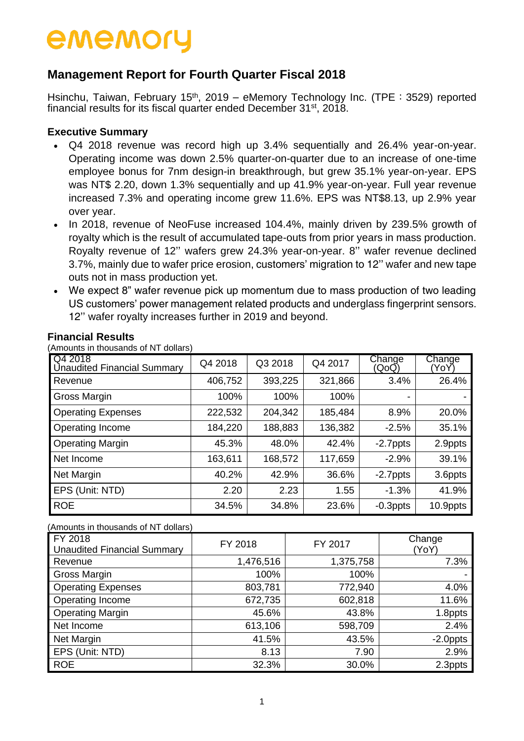ememory

# Management Report for Fourth Quarter Fiscal 2018

Hsinchu, Taiwan, February 15th, 2019 – eMemory Technology Inc. (TPE：3529) reported financial results for its fiscal quarter ended December 31st, 2018.

### Executive Summary

- Q4 2018 revenue was record high up 3.4% sequentially and 26.4% year-on-year. Operating income was down 2.5% quarter-on-quarter due to an increase of one-time employee bonus for 7nm design-in breakthrough, but grew 35.1% year-on-year. EPS was NT$ 2.20, down 1.3% sequentially and up 41.9% year-on-year. Full year revenue increased 7.3% and operating income grew 11.6%. EPS was NT$8.13, up 2.9% year over year.
- In 2018, revenue of NeoFuse increased 104.4%, mainly driven by 239.5% growth of royalty which is the result of accumulated tape-outs from prior years in mass production. Royalty revenue of 12'' wafers grew 24.3% year-on-year. 8'' wafer revenue declined 3.7%, mainly due to wafer price erosion, customers' migration to 12'' wafer and new tape outs not in mass production yet.
- We expect 8" wafer revenue pick up momentum due to mass production of two leading US customers' power management related products and underglass fingerprint sensors. 12'' wafer royalty increases further in 2019 and beyond.

### Financial Results

(Amounts in thousands of NT dollars)

| Q4 2018 Unaudited Financial Summary | Q4 2018 | Q3 2018 | Q4 2017 | Change (QoQ) | Change (YoY) |
|---|---|---|---|---|---|
| Revenue | 406,752 | 393,225 | 321,866 | 3.4% | 26.4% |
| Gross Margin | 100% | 100% | 100% | - | - |
| Operating Expenses | 222,532 | 204,342 | 185,484 | 8.9% | 20.0% |
| Operating Income | 184,220 | 188,883 | 136,382 | -2.5% | 35.1% |
| Operating Margin | 45.3% | 48.0% | 42.4% | -2.7ppts | 2.9ppts |
| Net Income | 163,611 | 168,572 | 117,659 | -2.9% | 39.1% |
| Net Margin | 40.2% | 42.9% | 36.6% | -2.7ppts | 3.6ppts |
| EPS (Unit: NTD) | 2.20 | 2.23 | 1.55 | -1.3% | 41.9% |
| ROE | 34.5% | 34.8% | 23.6% | -0.3ppts | 10.9ppts |

(Amounts in thousands of NT dollars)

| FY 2018 Unaudited Financial Summary | FY 2018 | FY 2017 | Change (YoY) |
|---|---|---|---|
| Revenue | 1,476,516 | 1,375,758 | 7.3% |
| Gross Margin | 100% | 100% | - |
| Operating Expenses | 803,781 | 772,940 | 4.0% |
| Operating Income | 672,735 | 602,818 | 11.6% |
| Operating Margin | 45.6% | 43.8% | 1.8ppts |
| Net Income | 613,106 | 598,709 | 2.4% |
| Net Margin | 41.5% | 43.5% | -2.0ppts |
| EPS (Unit: NTD) | 8.13 | 7.90 | 2.9% |
| ROE | 32.3% | 30.0% | 2.3ppts |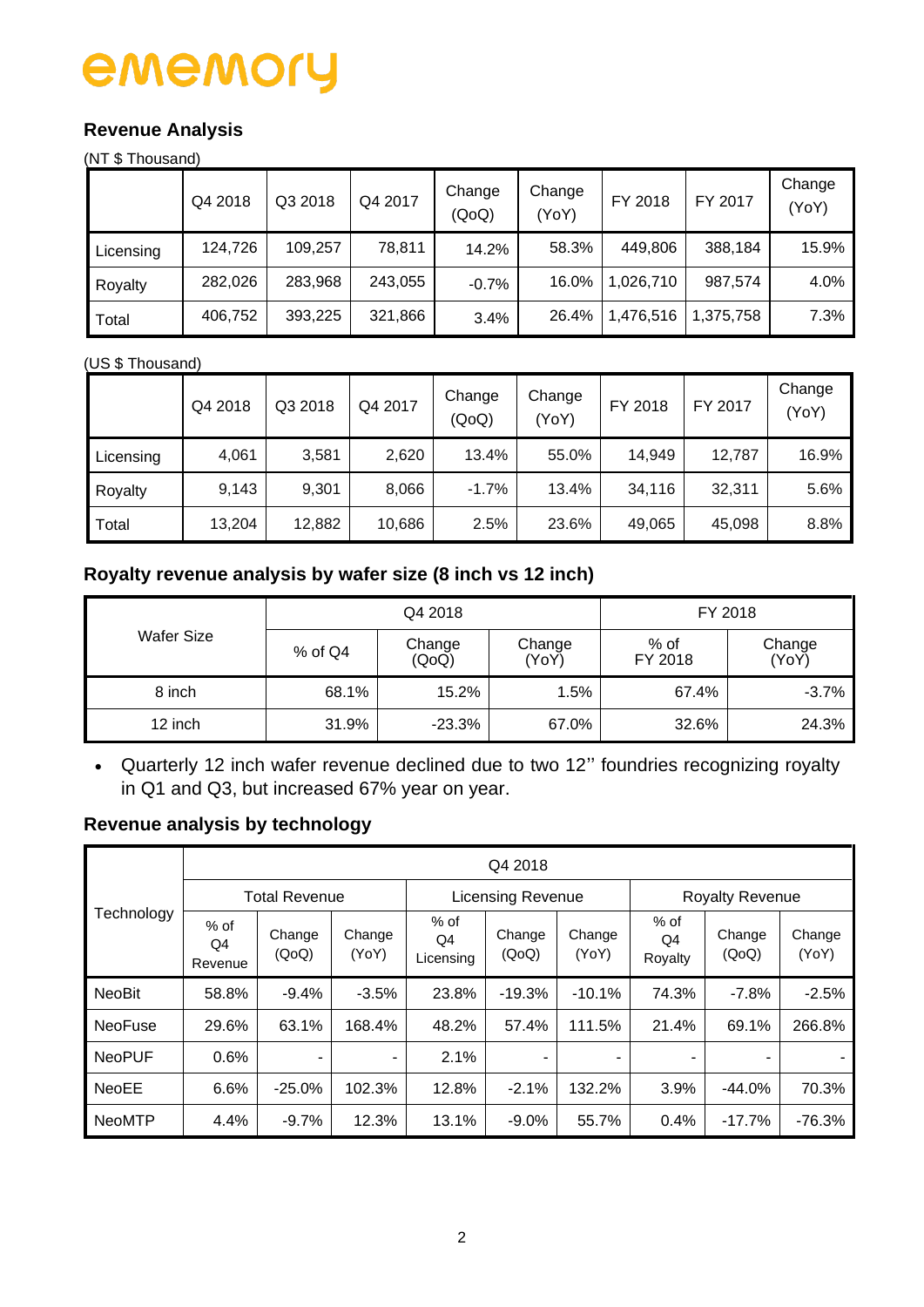ememory

## Revenue Analysis

(NT $ Thousand)

| | Q4 2018 | Q3 2018 | Q4 2017 | Change (QoQ) | Change (YoY) | FY 2018 | FY 2017 | Change (YoY) |
|---|---|---|---|---|---|---|---|---|
| Licensing | 124,726 | 109,257 | 78,811 | 14.2% | 58.3% | 449,806 | 388,184 | 15.9% |
| Royalty | 282,026 | 283,968 | 243,055 | -0.7% | 16.0% | 1,026,710 | 987,574 | 4.0% |
| Total | 406,752 | 393,225 | 321,866 | 3.4% | 26.4% | 1,476,516 | 1,375,758 | 7.3% |

(US $ Thousand)

| | Q4 2018 | Q3 2018 | Q4 2017 | Change (QoQ) | Change (YoY) | FY 2018 | FY 2017 | Change (YoY) |
|---|---|---|---|---|---|---|---|---|
| Licensing | 4,061 | 3,581 | 2,620 | 13.4% | 55.0% | 14,949 | 12,787 | 16.9% |
| Royalty | 9,143 | 9,301 | 8,066 | -1.7% | 13.4% | 34,116 | 32,311 | 5.6% |
| Total | 13,204 | 12,882 | 10,686 | 2.5% | 23.6% | 49,065 | 45,098 | 8.8% |

## Royalty revenue analysis by wafer size (8 inch vs 12 inch)

| Wafer Size | Q4 2018 | | | FY 2018 | |
|---|---|---|---|---|---|
| | % of Q4 | Change (QoQ) | Change (YoY) | % of FY 2018 | Change (YoY) |
| 8 inch | 68.1% | 15.2% | 1.5% | 67.4% | -3.7% |
| 12 inch | 31.9% | -23.3% | 67.0% | 32.6% | 24.3% |

- Quarterly 12 inch wafer revenue declined due to two 12'' foundries recognizing royalty in Q1 and Q3, but increased 67% year on year.

## Revenue analysis by technology

| Technology | Q4 2018 | | | | | | | | |
|---|---|---|---|---|---|---|---|---|---|
| | Total Revenue | | | Licensing Revenue | | | Royalty Revenue | | |
| | % of Q4 Revenue | Change (QoQ) | Change (YoY) | % of Q4 Licensing | Change (QoQ) | Change (YoY) | % of Q4 Royalty | Change (QoQ) | Change (YoY) |
| NeoBit | 58.8% | -9.4% | -3.5% | 23.8% | -19.3% | -10.1% | 74.3% | -7.8% | -2.5% |
| NeoFuse | 29.6% | 63.1% | 168.4% | 48.2% | 57.4% | 111.5% | 21.4% | 69.1% | 266.8% |
| NeoPUF | 0.6% | - | - | 2.1% | - | - | - | - | - |
| NeoEE | 6.6% | -25.0% | 102.3% | 12.8% | -2.1% | 132.2% | 3.9% | -44.0% | 70.3% |
| NeoMTP | 4.4% | -9.7% | 12.3% | 13.1% | -9.0% | 55.7% | 0.4% | -17.7% | -76.3% |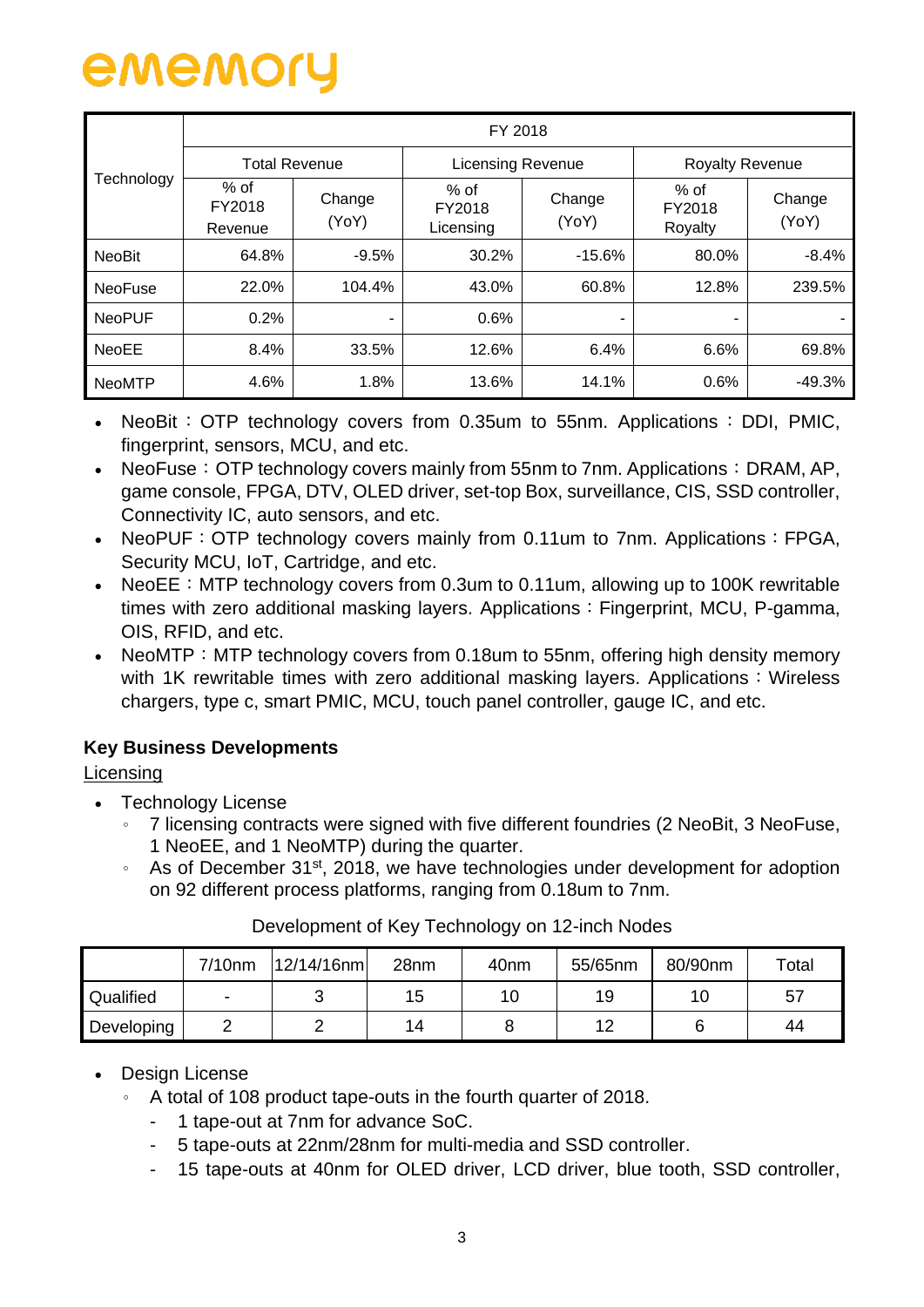| Technology | FY 2018 | | | | | |
|---|---|---|---|---|---|---|
| | Total Revenue | | Licensing Revenue | | Royalty Revenue | |
| | % of FY2018 Revenue | Change (YoY) | % of FY2018 Licensing | Change (YoY) | % of FY2018 Royalty | Change (YoY) |
| NeoBit | 64.8% | -9.5% | 30.2% | -15.6% | 80.0% | -8.4% |
| NeoFuse | 22.0% | 104.4% | 43.0% | 60.8% | 12.8% | 239.5% |
| NeoPUF | 0.2% | - | 0.6% | - | - | - |
| NeoEE | 8.4% | 33.5% | 12.6% | 6.4% | 6.6% | 69.8% |
| NeoMTP | 4.6% | 1.8% | 13.6% | 14.1% | 0.6% | -49.3% |

- NeoBit：OTP technology covers from 0.35um to 55nm. Applications：DDI, PMIC, fingerprint, sensors, MCU, and etc.
- NeoFuse：OTP technology covers mainly from 55nm to 7nm. Applications：DRAM, AP, game console, FPGA, DTV, OLED driver, set-top Box, surveillance, CIS, SSD controller, Connectivity IC, auto sensors, and etc.
- NeoPUF：OTP technology covers mainly from 0.11um to 7nm. Applications：FPGA, Security MCU, IoT, Cartridge, and etc.
- NeoEE：MTP technology covers from 0.3um to 0.11um, allowing up to 100K rewritable times with zero additional masking layers. Applications：Fingerprint, MCU, P-gamma, OIS, RFID, and etc.
- NeoMTP：MTP technology covers from 0.18um to 55nm, offering high density memory with 1K rewritable times with zero additional masking layers. Applications：Wireless chargers, type c, smart PMIC, MCU, touch panel controller, gauge IC, and etc.

**Key Business Developments**

Licensing

- Technology License
  - 7 licensing contracts were signed with five different foundries (2 NeoBit, 3 NeoFuse, 1 NeoEE, and 1 NeoMTP) during the quarter.
  - As of December 31st, 2018, we have technologies under development for adoption on 92 different process platforms, ranging from 0.18um to 7nm.

Development of Key Technology on 12-inch Nodes

| | 7/10nm | 12/14/16nm | 28nm | 40nm | 55/65nm | 80/90nm | Total |
|---|---|---|---|---|---|---|---|
| Qualified | - | 3 | 15 | 10 | 19 | 10 | 57 |
| Developing | 2 | 2 | 14 | 8 | 12 | 6 | 44 |

- Design License
  - A total of 108 product tape-outs in the fourth quarter of 2018.
    - 1 tape-out at 7nm for advance SoC.
    - 5 tape-outs at 22nm/28nm for multi-media and SSD controller.
    - 15 tape-outs at 40nm for OLED driver, LCD driver, blue tooth, SSD controller,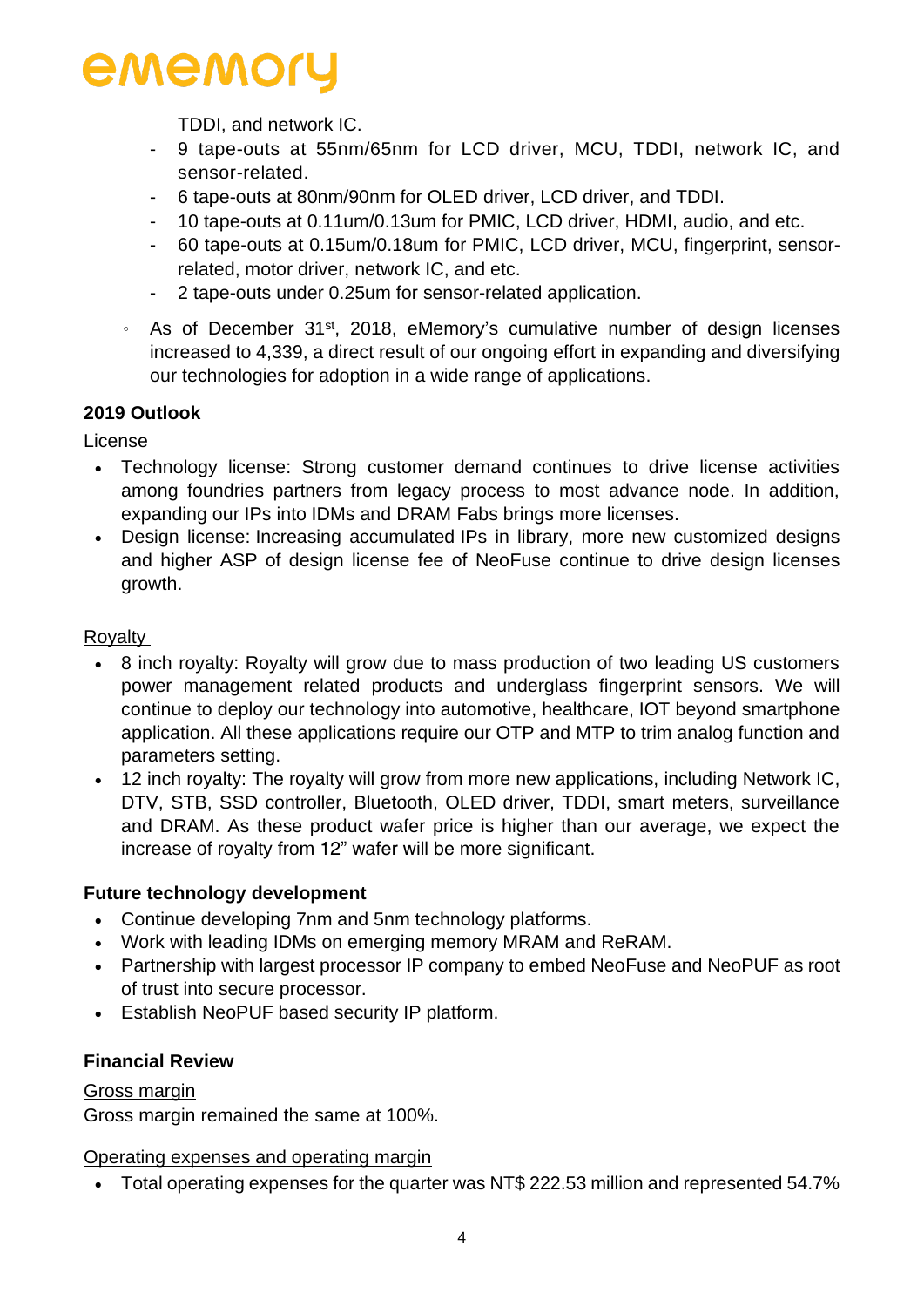TDDI, and network IC.

- 9 tape-outs at 55nm/65nm for LCD driver, MCU, TDDI, network IC, and sensor-related.
- 6 tape-outs at 80nm/90nm for OLED driver, LCD driver, and TDDI.
- 10 tape-outs at 0.11um/0.13um for PMIC, LCD driver, HDMI, audio, and etc.
- 60 tape-outs at 0.15um/0.18um for PMIC, LCD driver, MCU, fingerprint, sensor-related, motor driver, network IC, and etc.
- 2 tape-outs under 0.25um for sensor-related application.

◦ As of December 31st, 2018, eMemory's cumulative number of design licenses increased to 4,339, a direct result of our ongoing effort in expanding and diversifying our technologies for adoption in a wide range of applications.

**2019 Outlook**

License

- Technology license: Strong customer demand continues to drive license activities among foundries partners from legacy process to most advance node. In addition, expanding our IPs into IDMs and DRAM Fabs brings more licenses.
- Design license: Increasing accumulated IPs in library, more new customized designs and higher ASP of design license fee of NeoFuse continue to drive design licenses growth.

Royalty

- 8 inch royalty: Royalty will grow due to mass production of two leading US customers power management related products and underglass fingerprint sensors. We will continue to deploy our technology into automotive, healthcare, IOT beyond smartphone application. All these applications require our OTP and MTP to trim analog function and parameters setting.
- 12 inch royalty: The royalty will grow from more new applications, including Network IC, DTV, STB, SSD controller, Bluetooth, OLED driver, TDDI, smart meters, surveillance and DRAM. As these product wafer price is higher than our average, we expect the increase of royalty from 12" wafer will be more significant.

**Future technology development**

- Continue developing 7nm and 5nm technology platforms.
- Work with leading IDMs on emerging memory MRAM and ReRAM.
- Partnership with largest processor IP company to embed NeoFuse and NeoPUF as root of trust into secure processor.
- Establish NeoPUF based security IP platform.

**Financial Review**

Gross margin

Gross margin remained the same at 100%.

Operating expenses and operating margin

- Total operating expenses for the quarter was NT$ 222.53 million and represented 54.7%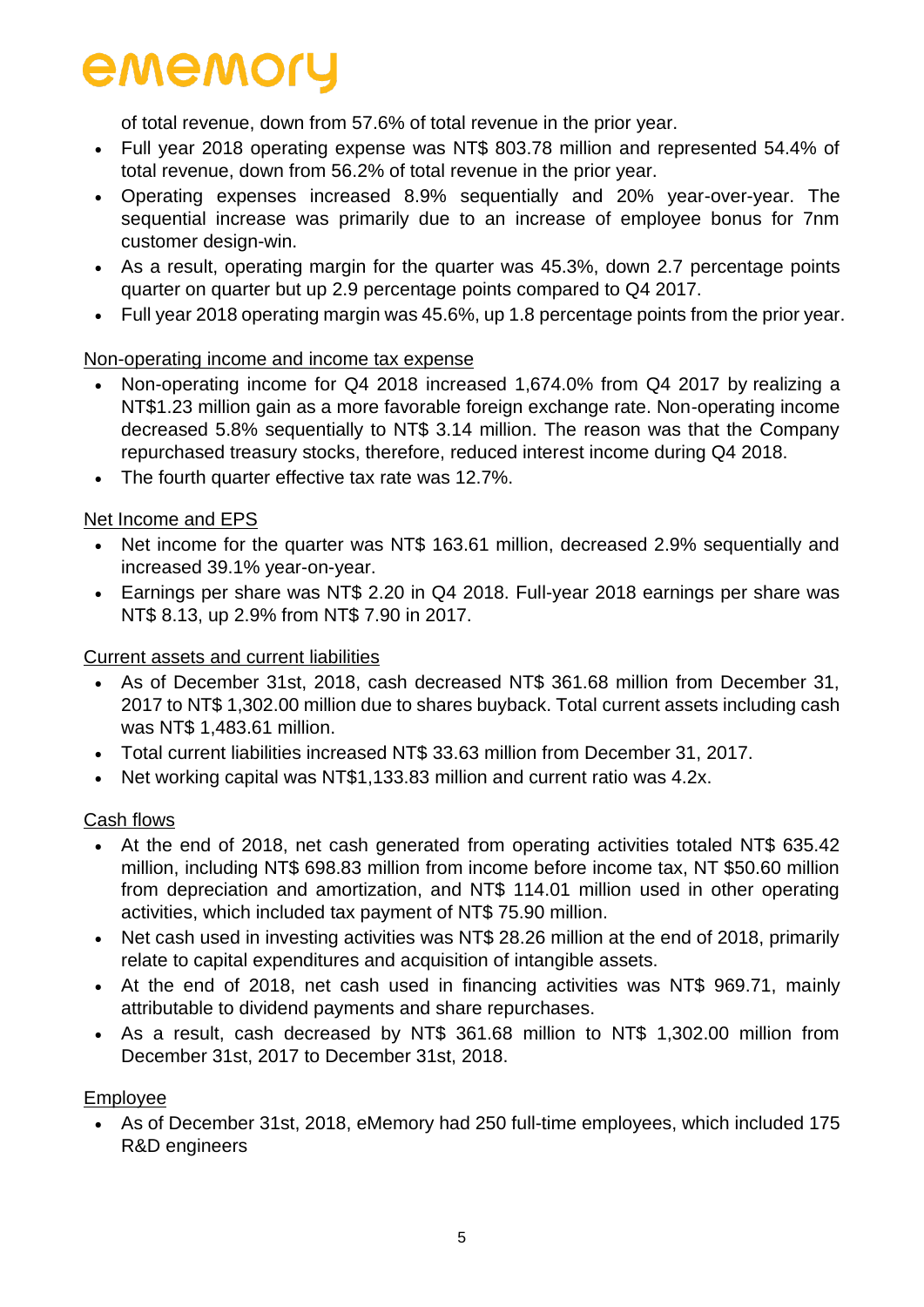of total revenue, down from 57.6% of total revenue in the prior year.

- Full year 2018 operating expense was NT$ 803.78 million and represented 54.4% of total revenue, down from 56.2% of total revenue in the prior year.
- Operating expenses increased 8.9% sequentially and 20% year-over-year. The sequential increase was primarily due to an increase of employee bonus for 7nm customer design-win.
- As a result, operating margin for the quarter was 45.3%, down 2.7 percentage points quarter on quarter but up 2.9 percentage points compared to Q4 2017.
- Full year 2018 operating margin was 45.6%, up 1.8 percentage points from the prior year.

Non-operating income and income tax expense

- Non-operating income for Q4 2018 increased 1,674.0% from Q4 2017 by realizing a NT$1.23 million gain as a more favorable foreign exchange rate. Non-operating income decreased 5.8% sequentially to NT$ 3.14 million. The reason was that the Company repurchased treasury stocks, therefore, reduced interest income during Q4 2018.
- The fourth quarter effective tax rate was 12.7%.

Net Income and EPS

- Net income for the quarter was NT$ 163.61 million, decreased 2.9% sequentially and increased 39.1% year-on-year.
- Earnings per share was NT$ 2.20 in Q4 2018. Full-year 2018 earnings per share was NT$ 8.13, up 2.9% from NT$ 7.90 in 2017.

Current assets and current liabilities

- As of December 31st, 2018, cash decreased NT$ 361.68 million from December 31, 2017 to NT$ 1,302.00 million due to shares buyback. Total current assets including cash was NT$ 1,483.61 million.
- Total current liabilities increased NT$ 33.63 million from December 31, 2017.
- Net working capital was NT$1,133.83 million and current ratio was 4.2x.

Cash flows

- At the end of 2018, net cash generated from operating activities totaled NT$ 635.42 million, including NT$ 698.83 million from income before income tax, NT $50.60 million from depreciation and amortization, and NT$ 114.01 million used in other operating activities, which included tax payment of NT$ 75.90 million.
- Net cash used in investing activities was NT$ 28.26 million at the end of 2018, primarily relate to capital expenditures and acquisition of intangible assets.
- At the end of 2018, net cash used in financing activities was NT$ 969.71, mainly attributable to dividend payments and share repurchases.
- As a result, cash decreased by NT$ 361.68 million to NT$ 1,302.00 million from December 31st, 2017 to December 31st, 2018.

Employee

- As of December 31st, 2018, eMemory had 250 full-time employees, which included 175 R&D engineers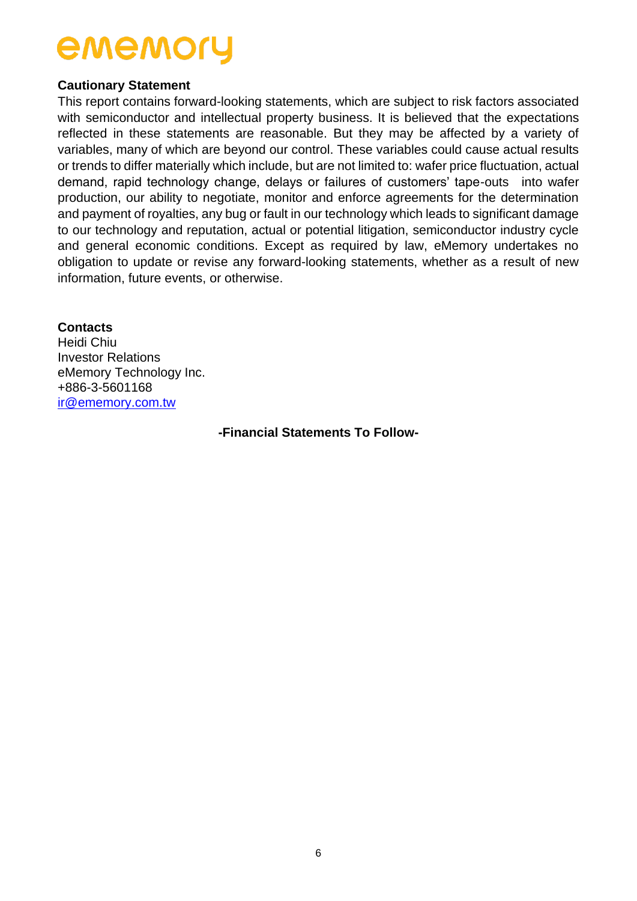ememory

**Cautionary Statement**

This report contains forward-looking statements, which are subject to risk factors associated with semiconductor and intellectual property business. It is believed that the expectations reflected in these statements are reasonable. But they may be affected by a variety of variables, many of which are beyond our control. These variables could cause actual results or trends to differ materially which include, but are not limited to: wafer price fluctuation, actual demand, rapid technology change, delays or failures of customers' tape-outs into wafer production, our ability to negotiate, monitor and enforce agreements for the determination and payment of royalties, any bug or fault in our technology which leads to significant damage to our technology and reputation, actual or potential litigation, semiconductor industry cycle and general economic conditions. Except as required by law, eMemory undertakes no obligation to update or revise any forward-looking statements, whether as a result of new information, future events, or otherwise.

**Contacts**

Heidi Chiu
Investor Relations
eMemory Technology Inc.
+886-3-5601168
ir@ememory.com.tw

**-Financial Statements To Follow-**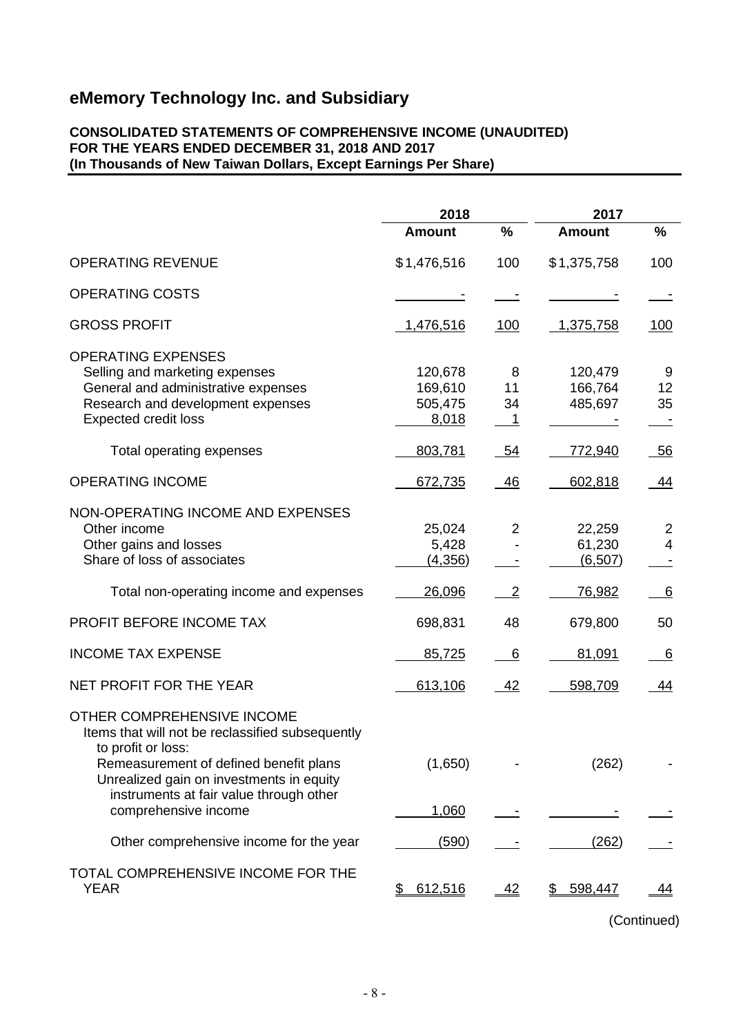## eMemory Technology Inc. and Subsidiary

**CONSOLIDATED STATEMENTS OF COMPREHENSIVE INCOME (UNAUDITED)**
**FOR THE YEARS ENDED DECEMBER 31, 2018 AND 2017**
**(In Thousands of New Taiwan Dollars, Except Earnings Per Share)**

| | 2018 | | 2017 | |
|---|---|---|---|---|
| | **Amount** | **%** | **Amount** | **%** |
| OPERATING REVENUE | $1,476,516 | 100 | $1,375,758 | 100 |
| OPERATING COSTS | - | - | - | - |
| GROSS PROFIT | 1,476,516 | 100 | 1,375,758 | 100 |
| OPERATING EXPENSES | | | | |
| Selling and marketing expenses | 120,678 | 8 | 120,479 | 9 |
| General and administrative expenses | 169,610 | 11 | 166,764 | 12 |
| Research and development expenses | 505,475 | 34 | 485,697 | 35 |
| Expected credit loss | 8,018 | 1 | - | - |
| Total operating expenses | 803,781 | 54 | 772,940 | 56 |
| OPERATING INCOME | 672,735 | 46 | 602,818 | 44 |
| NON-OPERATING INCOME AND EXPENSES | | | | |
| Other income | 25,024 | 2 | 22,259 | 2 |
| Other gains and losses | 5,428 | - | 61,230 | 4 |
| Share of loss of associates | (4,356) | - | (6,507) | - |
| Total non-operating income and expenses | 26,096 | 2 | 76,982 | 6 |
| PROFIT BEFORE INCOME TAX | 698,831 | 48 | 679,800 | 50 |
| INCOME TAX EXPENSE | 85,725 | 6 | 81,091 | 6 |
| NET PROFIT FOR THE YEAR | 613,106 | 42 | 598,709 | 44 |
| OTHER COMPREHENSIVE INCOME | | | | |
| Items that will not be reclassified subsequently to profit or loss: | | | | |
| Remeasurement of defined benefit plans | (1,650) | - | (262) | - |
| Unrealized gain on investments in equity instruments at fair value through other comprehensive income | 1,060 | - | - | - |
| Other comprehensive income for the year | (590) | - | (262) | - |
| TOTAL COMPREHENSIVE INCOME FOR THE YEAR | $ 612,516 | 42 | $ 598,447 | 44 |

(Continued)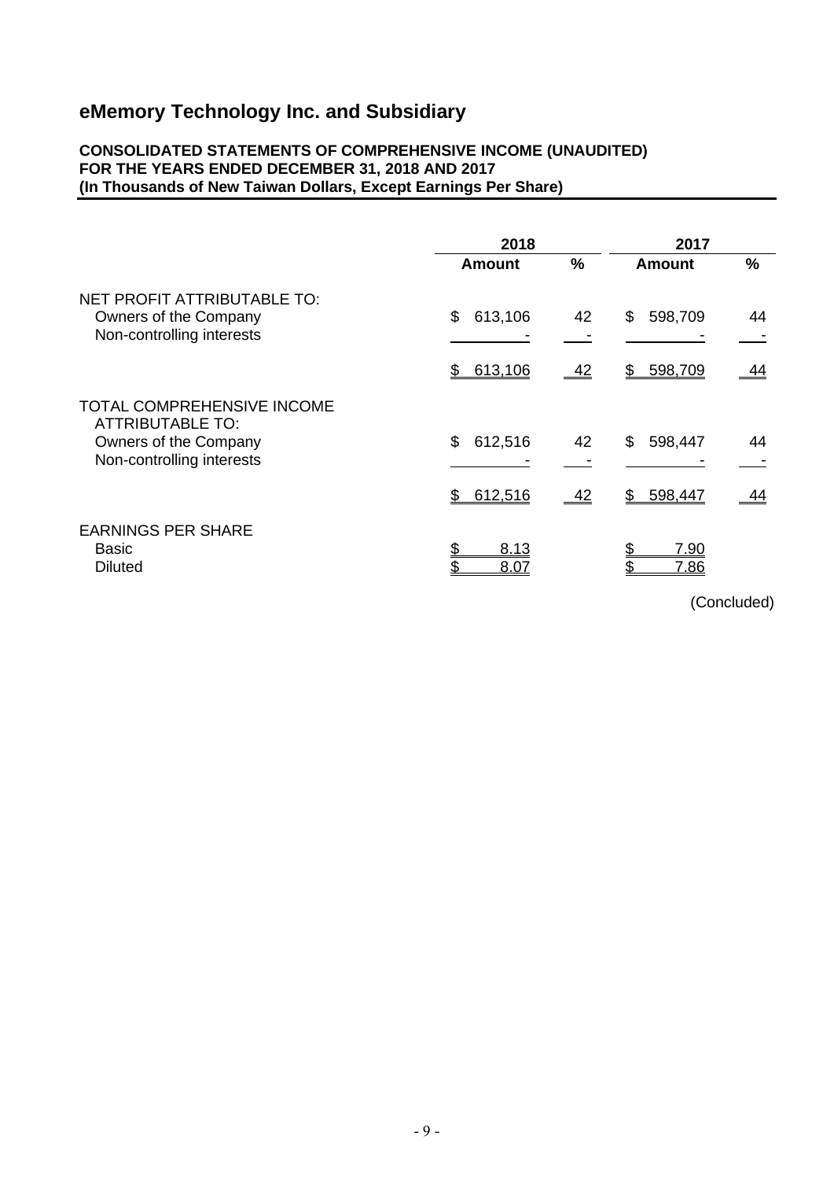# eMemory Technology Inc. and Subsidiary

**CONSOLIDATED STATEMENTS OF COMPREHENSIVE INCOME (UNAUDITED)**
**FOR THE YEARS ENDED DECEMBER 31, 2018 AND 2017**
**(In Thousands of New Taiwan Dollars, Except Earnings Per Share)**

| | 2018 | | 2017 | |
|---|---|---|---|---|
| | **Amount** | **%** | **Amount** | **%** |
| NET PROFIT ATTRIBUTABLE TO: | | | | |
| Owners of the Company | $ 613,106 | 42 | $ 598,709 | 44 |
| Non-controlling interests | - | - | - | - |
| | $ 613,106 | 42 | $ 598,709 | 44 |
| TOTAL COMPREHENSIVE INCOME ATTRIBUTABLE TO: | | | | |
| Owners of the Company | $ 612,516 | 42 | $ 598,447 | 44 |
| Non-controlling interests | - | - | - | - |
| | $ 612,516 | 42 | $ 598,447 | 44 |
| EARNINGS PER SHARE | | | | |
| Basic | $ 8.13 | | $ 7.90 | |
| Diluted | $ 8.07 | | $ 7.86 | |

(Concluded)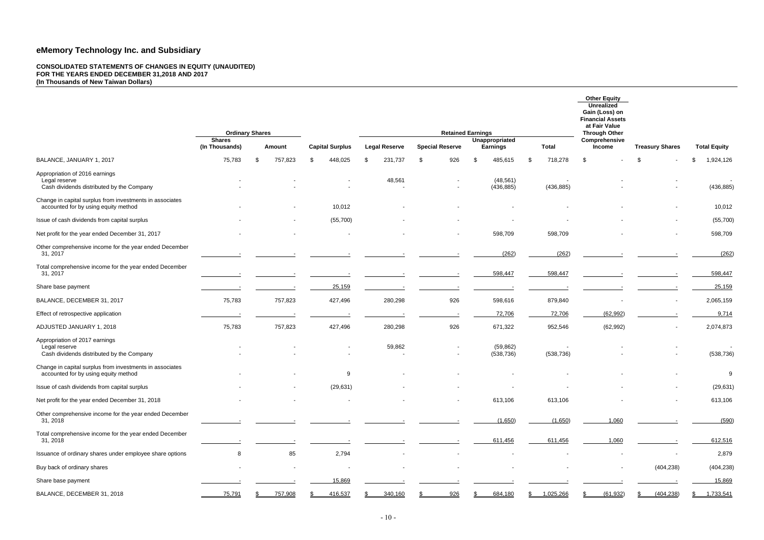# eMemory Technology Inc. and Subsidiary

**CONSOLIDATED STATEMENTS OF CHANGES IN EQUITY (UNAUDITED)**
**FOR THE YEARS ENDED DECEMBER 31,2018 AND 2017**
**(In Thousands of New Taiwan Dollars)**

| | Ordinary Shares | | | Retained Earnings | | | | Other Equity | | |
|---|---|---|---|---|---|---|---|---|---|---|
| | Shares (In Thousands) | Amount | Capital Surplus | Legal Reserve | Special Reserve | Unappropriated Earnings | Total | Unrealized Gain (Loss) on Financial Assets at Fair Value Through Other Comprehensive Income | Treasury Shares | Total Equity |
| BALANCE, JANUARY 1, 2017 | 75,783 | $ 757,823 | $ 448,025 | $ 231,737 | $ 926 | $ 485,615 | $ 718,278 | $ - | $ - | $ 1,924,126 |
| Appropriation of 2016 earnings | | | | | | | | | | |
| Legal reserve | - | - | - | 48,561 | - | (48,561) | - | - | - | - |
| Cash dividends distributed by the Company | - | - | - | - | - | (436,885) | (436,885) | - | - | (436,885) |
| Change in capital surplus from investments in associates accounted for by using equity method | - | - | 10,012 | - | - | - | - | - | - | 10,012 |
| Issue of cash dividends from capital surplus | - | - | (55,700) | - | - | - | - | - | - | (55,700) |
| Net profit for the year ended December 31, 2017 | - | - | - | - | - | 598,709 | 598,709 | - | - | 598,709 |
| Other comprehensive income for the year ended December 31, 2017 | - | - | - | - | - | (262) | (262) | - | - | (262) |
| Total comprehensive income for the year ended December 31, 2017 | - | - | - | - | - | 598,447 | 598,447 | - | - | 598,447 |
| Share base payment | - | - | 25,159 | - | - | - | - | - | - | 25,159 |
| BALANCE, DECEMBER 31, 2017 | 75,783 | 757,823 | 427,496 | 280,298 | 926 | 598,616 | 879,840 | - | - | 2,065,159 |
| Effect of retrospective application | - | - | - | - | - | 72,706 | 72,706 | (62,992) | - | 9,714 |
| ADJUSTED JANUARY 1, 2018 | 75,783 | 757,823 | 427,496 | 280,298 | 926 | 671,322 | 952,546 | (62,992) | - | 2,074,873 |
| Appropriation of 2017 earnings | | | | | | | | | | |
| Legal reserve | - | - | - | 59,862 | - | (59,862) | - | - | - | - |
| Cash dividends distributed by the Company | - | - | - | - | - | (538,736) | (538,736) | - | - | (538,736) |
| Change in capital surplus from investments in associates accounted for by using equity method | - | - | 9 | - | - | - | - | - | - | 9 |
| Issue of cash dividends from capital surplus | - | - | (29,631) | - | - | - | - | - | - | (29,631) |
| Net profit for the year ended December 31, 2018 | - | - | - | - | - | 613,106 | 613,106 | - | - | 613,106 |
| Other comprehensive income for the year ended December 31, 2018 | - | - | - | - | - | (1,650) | (1,650) | 1,060 | - | (590) |
| Total comprehensive income for the year ended December 31, 2018 | - | - | - | - | - | 611,456 | 611,456 | 1,060 | - | 612,516 |
| Issuance of ordinary shares under employee share options | 8 | 85 | 2,794 | - | - | - | - | - | - | 2,879 |
| Buy back of ordinary shares | - | - | - | - | - | - | - | - | (404,238) | (404,238) |
| Share base payment | - | - | 15,869 | - | - | - | - | - | - | 15,869 |
| BALANCE, DECEMBER 31, 2018 | 75,791 | $ 757,908 | $ 416,537 | $ 340,160 | $ 926 | $ 684,180 | $ 1,025,266 | $ (61,932) | $ (404,238) | $ 1,733,541 |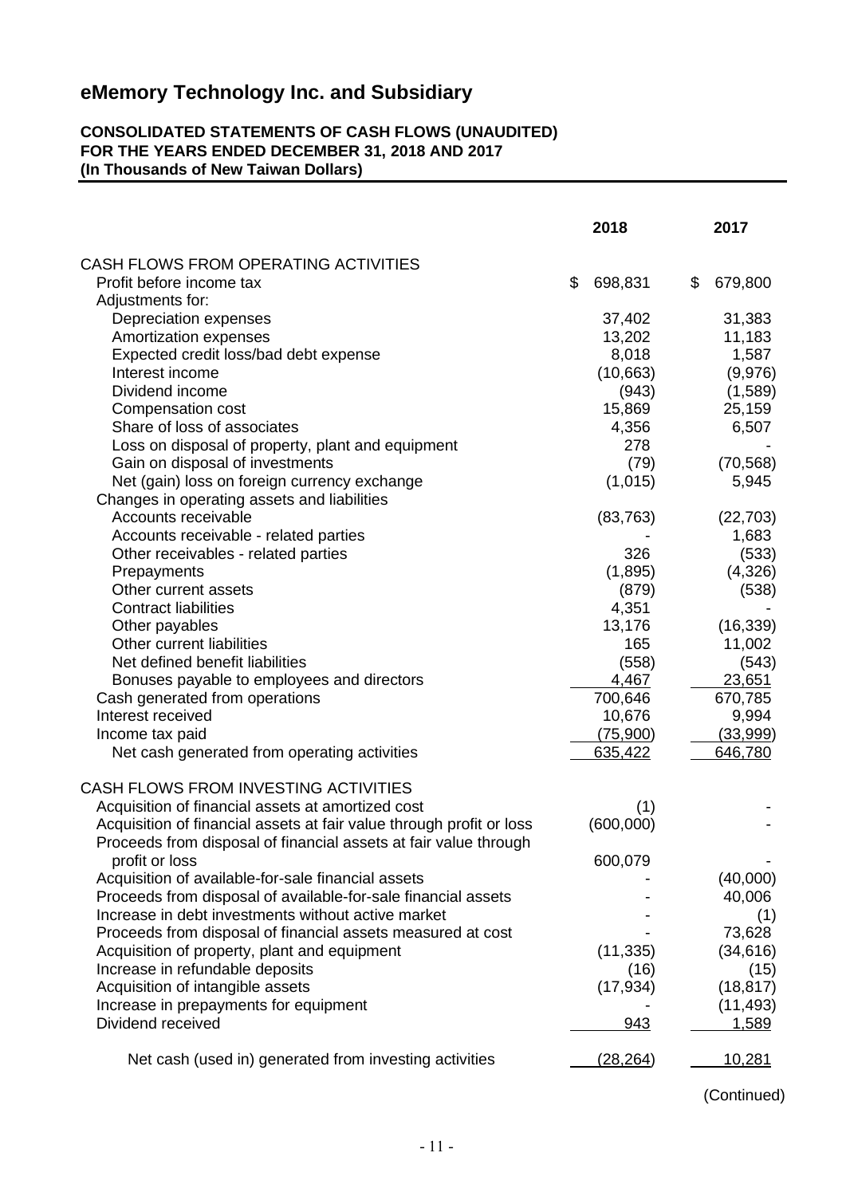# eMemory Technology Inc. and Subsidiary

**CONSOLIDATED STATEMENTS OF CASH FLOWS (UNAUDITED)**
**FOR THE YEARS ENDED DECEMBER 31, 2018 AND 2017**
**(In Thousands of New Taiwan Dollars)**

| | 2018 | 2017 |
|---|---|---|
| CASH FLOWS FROM OPERATING ACTIVITIES | | |
| Profit before income tax | $ 698,831 | $ 679,800 |
| Adjustments for: | | |
| Depreciation expenses | 37,402 | 31,383 |
| Amortization expenses | 13,202 | 11,183 |
| Expected credit loss/bad debt expense | 8,018 | 1,587 |
| Interest income | (10,663) | (9,976) |
| Dividend income | (943) | (1,589) |
| Compensation cost | 15,869 | 25,159 |
| Share of loss of associates | 4,356 | 6,507 |
| Loss on disposal of property, plant and equipment | 278 | - |
| Gain on disposal of investments | (79) | (70,568) |
| Net (gain) loss on foreign currency exchange | (1,015) | 5,945 |
| Changes in operating assets and liabilities | | |
| Accounts receivable | (83,763) | (22,703) |
| Accounts receivable - related parties | - | 1,683 |
| Other receivables - related parties | 326 | (533) |
| Prepayments | (1,895) | (4,326) |
| Other current assets | (879) | (538) |
| Contract liabilities | 4,351 | - |
| Other payables | 13,176 | (16,339) |
| Other current liabilities | 165 | 11,002 |
| Net defined benefit liabilities | (558) | (543) |
| Bonuses payable to employees and directors | 4,467 | 23,651 |
| Cash generated from operations | 700,646 | 670,785 |
| Interest received | 10,676 | 9,994 |
| Income tax paid | (75,900) | (33,999) |
| Net cash generated from operating activities | 635,422 | 646,780 |
| CASH FLOWS FROM INVESTING ACTIVITIES | | |
| Acquisition of financial assets at amortized cost | (1) | - |
| Acquisition of financial assets at fair value through profit or loss | (600,000) | - |
| Proceeds from disposal of financial assets at fair value through profit or loss | 600,079 | - |
| Acquisition of available-for-sale financial assets | - | (40,000) |
| Proceeds from disposal of available-for-sale financial assets | - | 40,006 |
| Increase in debt investments without active market | - | (1) |
| Proceeds from disposal of financial assets measured at cost | - | 73,628 |
| Acquisition of property, plant and equipment | (11,335) | (34,616) |
| Increase in refundable deposits | (16) | (15) |
| Acquisition of intangible assets | (17,934) | (18,817) |
| Increase in prepayments for equipment | - | (11,493) |
| Dividend received | 943 | 1,589 |
| Net cash (used in) generated from investing activities | (28,264) | 10,281 |

(Continued)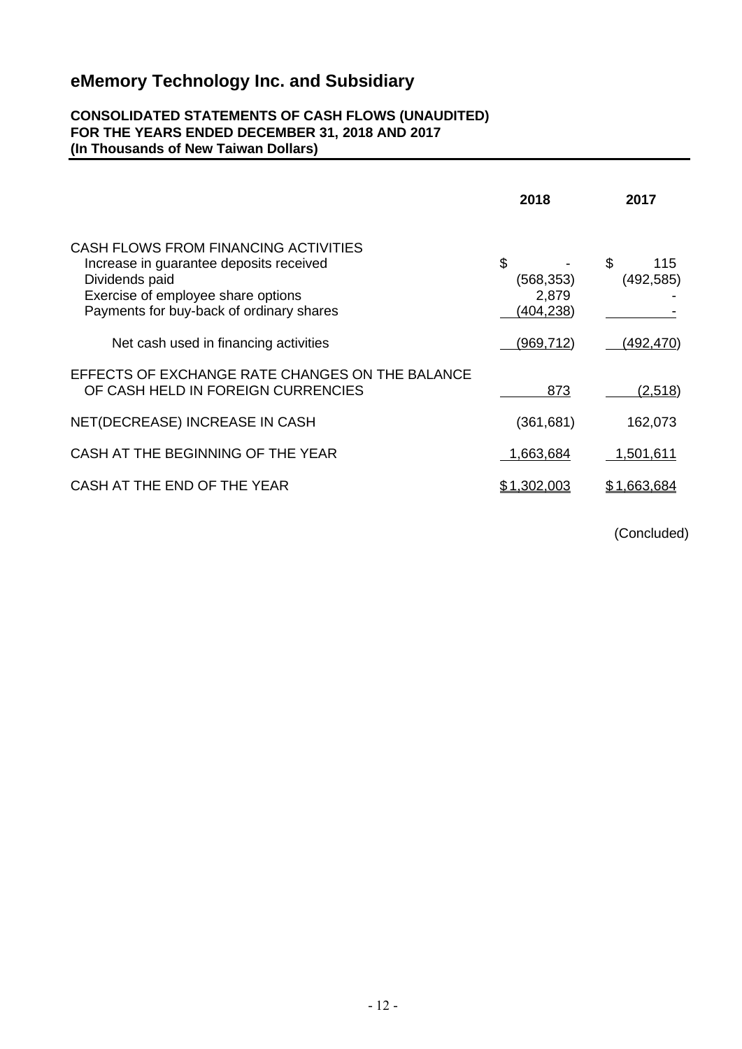# eMemory Technology Inc. and Subsidiary

**CONSOLIDATED STATEMENTS OF CASH FLOWS (UNAUDITED)**
**FOR THE YEARS ENDED DECEMBER 31, 2018 AND 2017**
**(In Thousands of New Taiwan Dollars)**

| | 2018 | 2017 |
|---|---|---|
| CASH FLOWS FROM FINANCING ACTIVITIES | | |
| Increase in guarantee deposits received | $ - | $ 115 |
| Dividends paid | (568,353) | (492,585) |
| Exercise of employee share options | 2,879 | - |
| Payments for buy-back of ordinary shares | (404,238) | - |
| Net cash used in financing activities | (969,712) | (492,470) |
| EFFECTS OF EXCHANGE RATE CHANGES ON THE BALANCE OF CASH HELD IN FOREIGN CURRENCIES | 873 | (2,518) |
| NET(DECREASE) INCREASE IN CASH | (361,681) | 162,073 |
| CASH AT THE BEGINNING OF THE YEAR | 1,663,684 | 1,501,611 |
| CASH AT THE END OF THE YEAR | $1,302,003 | $1,663,684 |

(Concluded)